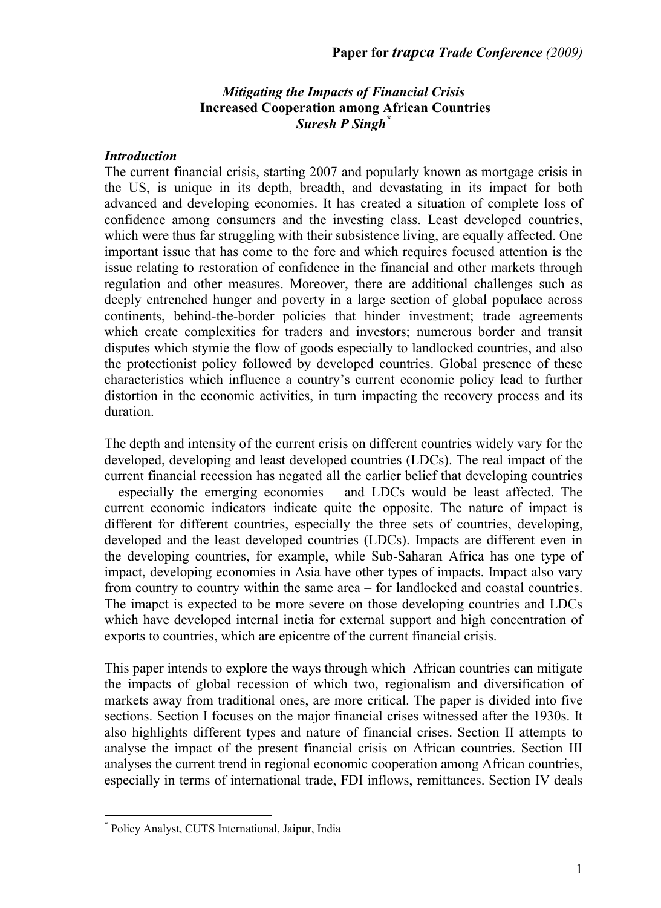**Paper for *trapca* *Trade Conference (2009)***

# *Mitigating the Impacts of Financial Crisis*
## Increased Cooperation among African Countries
***Suresh P Singh*** [*]

### *Introduction*

The current financial crisis, starting 2007 and popularly known as mortgage crisis in the US, is unique in its depth, breadth, and devastating in its impact for both advanced and developing economies. It has created a situation of complete loss of confidence among consumers and the investing class. Least developed countries, which were thus far struggling with their subsistence living, are equally affected. One important issue that has come to the fore and which requires focused attention is the issue relating to restoration of confidence in the financial and other markets through regulation and other measures. Moreover, there are additional challenges such as deeply entrenched hunger and poverty in a large section of global populace across continents, behind-the-border policies that hinder investment; trade agreements which create complexities for traders and investors; numerous border and transit disputes which stymie the flow of goods especially to landlocked countries, and also the protectionist policy followed by developed countries. Global presence of these characteristics which influence a country's current economic policy lead to further distortion in the economic activities, in turn impacting the recovery process and its duration.

The depth and intensity of the current crisis on different countries widely vary for the developed, developing and least developed countries (LDCs). The real impact of the current financial recession has negated all the earlier belief that developing countries – especially the emerging economies – and LDCs would be least affected. The current economic indicators indicate quite the opposite. The nature of impact is different for different countries, especially the three sets of countries, developing, developed and the least developed countries (LDCs). Impacts are different even in the developing countries, for example, while Sub-Saharan Africa has one type of impact, developing economies in Asia have other types of impacts. Impact also vary from country to country within the same area – for landlocked and coastal countries. The imapct is expected to be more severe on those developing countries and LDCs which have developed internal inetia for external support and high concentration of exports to countries, which are epicentre of the current financial crisis.

This paper intends to explore the ways through which African countries can mitigate the impacts of global recession of which two, regionalism and diversification of markets away from traditional ones, are more critical. The paper is divided into five sections. Section I focuses on the major financial crises witnessed after the 1930s. It also highlights different types and nature of financial crises. Section II attempts to analyse the impact of the present financial crisis on African countries. Section III analyses the current trend in regional economic cooperation among African countries, especially in terms of international trade, FDI inflows, remittances. Section IV deals

---

[*] Policy Analyst, CUTS International, Jaipur, India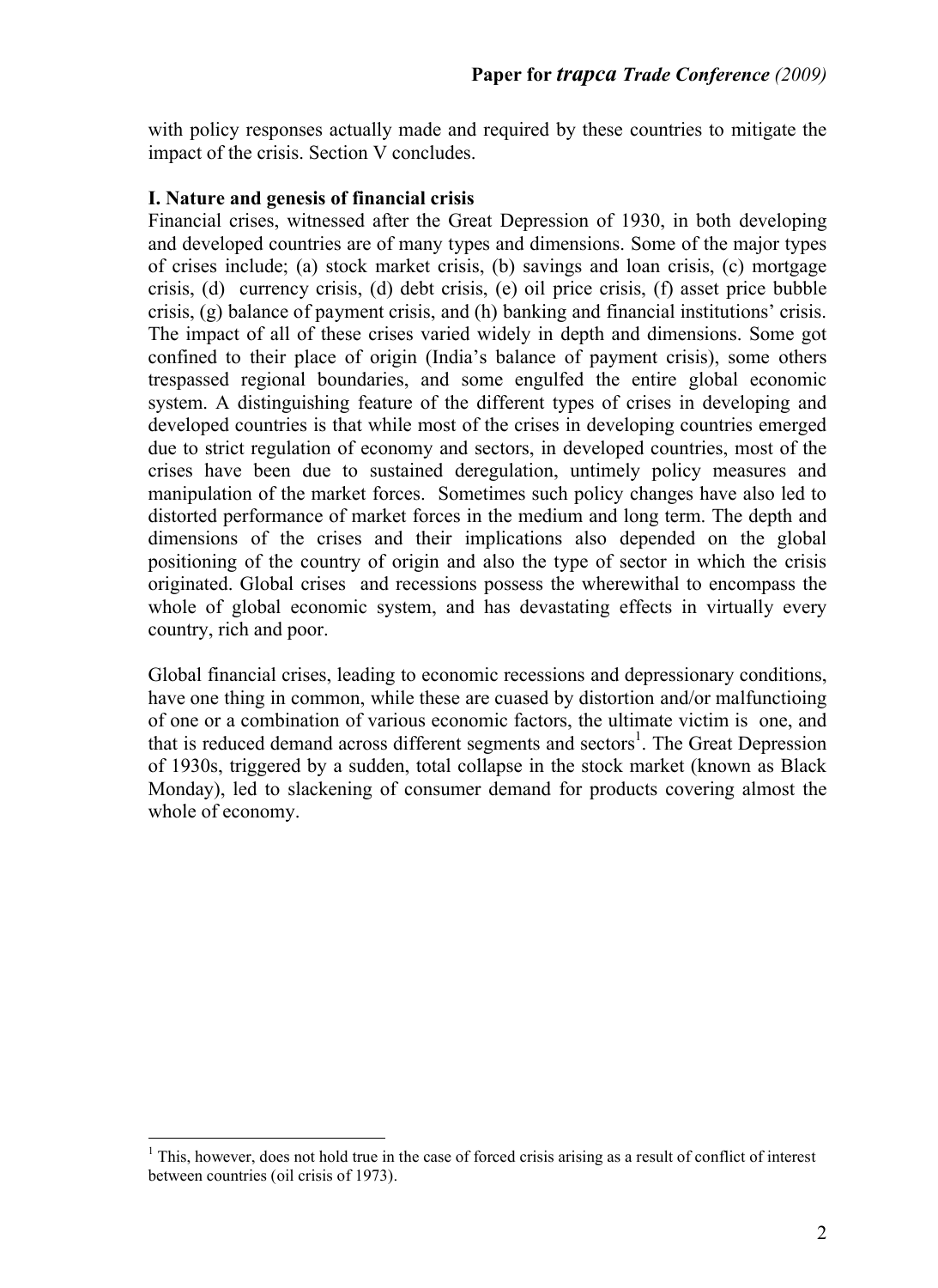with policy responses actually made and required by these countries to mitigate the impact of the crisis. Section V concludes.

## I. Nature and genesis of financial crisis

Financial crises, witnessed after the Great Depression of 1930, in both developing and developed countries are of many types and dimensions. Some of the major types of crises include; (a) stock market crisis, (b) savings and loan crisis, (c) mortgage crisis, (d) currency crisis, (d) debt crisis, (e) oil price crisis, (f) asset price bubble crisis, (g) balance of payment crisis, and (h) banking and financial institutions' crisis. The impact of all of these crises varied widely in depth and dimensions. Some got confined to their place of origin (India's balance of payment crisis), some others trespassed regional boundaries, and some engulfed the entire global economic system. A distinguishing feature of the different types of crises in developing and developed countries is that while most of the crises in developing countries emerged due to strict regulation of economy and sectors, in developed countries, most of the crises have been due to sustained deregulation, untimely policy measures and manipulation of the market forces. Sometimes such policy changes have also led to distorted performance of market forces in the medium and long term. The depth and dimensions of the crises and their implications also depended on the global positioning of the country of origin and also the type of sector in which the crisis originated. Global crises and recessions possess the wherewithal to encompass the whole of global economic system, and has devastating effects in virtually every country, rich and poor.

Global financial crises, leading to economic recessions and depressionary conditions, have one thing in common, while these are cuased by distortion and/or malfunctioing of one or a combination of various economic factors, the ultimate victim is one, and that is reduced demand across different segments and sectors[1]. The Great Depression of 1930s, triggered by a sudden, total collapse in the stock market (known as Black Monday), led to slackening of consumer demand for products covering almost the whole of economy.

---

[1] This, however, does not hold true in the case of forced crisis arising as a result of conflict of interest between countries (oil crisis of 1973).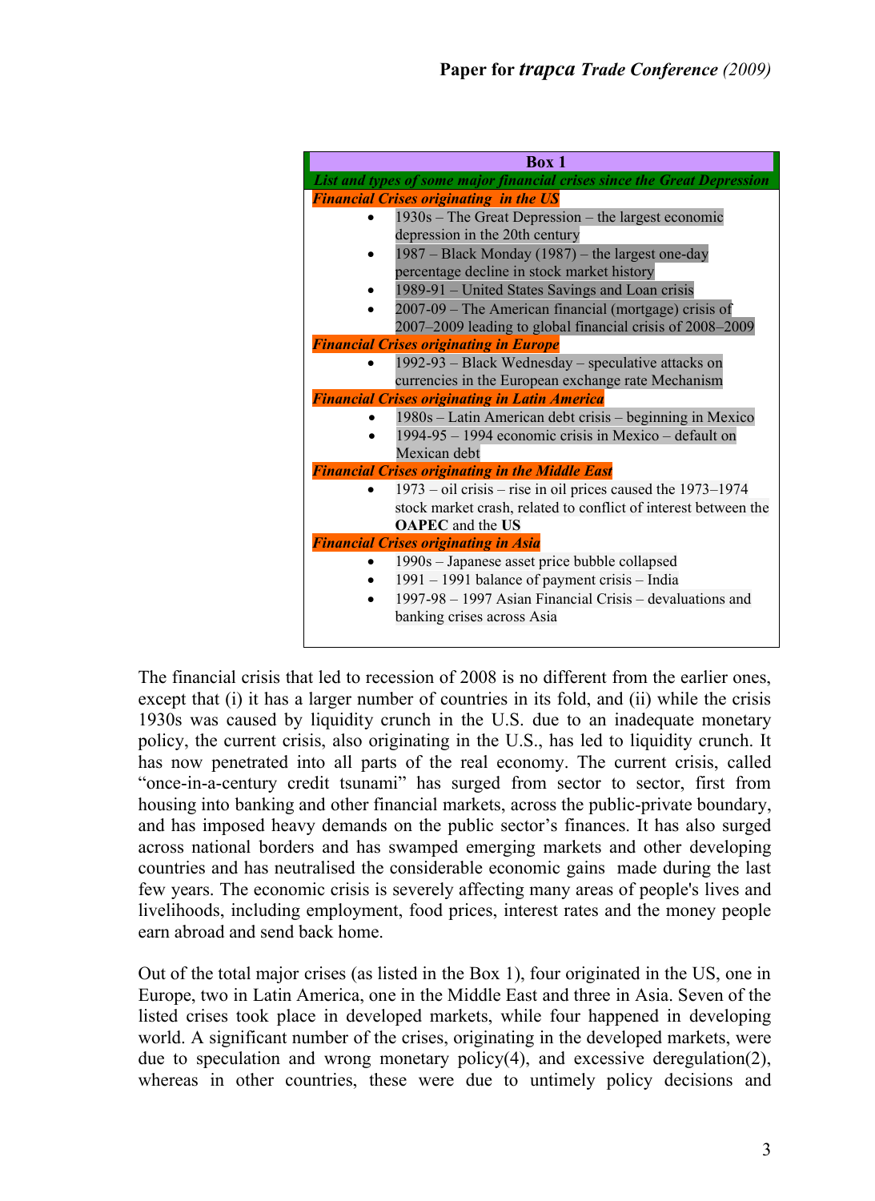**Box 1**

***List and types of some major financial crises since the Great Depression***

***Financial Crises originating in the US***

- 1930s – The Great Depression – the largest economic depression in the 20th century
- 1987 – Black Monday (1987) – the largest one-day percentage decline in stock market history
- 1989-91 – United States Savings and Loan crisis
- 2007-09 – The American financial (mortgage) crisis of 2007–2009 leading to global financial crisis of 2008–2009

***Financial Crises originating in Europe***

- 1992-93 – Black Wednesday – speculative attacks on currencies in the European exchange rate Mechanism

***Financial Crises originating in Latin America***

- 1980s – Latin American debt crisis – beginning in Mexico
- 1994-95 – 1994 economic crisis in Mexico – default on Mexican debt

***Financial Crises originating in the Middle East***

- 1973 – oil crisis – rise in oil prices caused the 1973–1974 stock market crash, related to conflict of interest between the **OAPEC** and the **US**

***Financial Crises originating in Asia***

- 1990s – Japanese asset price bubble collapsed
- 1991 – 1991 balance of payment crisis – India
- 1997-98 – 1997 Asian Financial Crisis – devaluations and banking crises across Asia

The financial crisis that led to recession of 2008 is no different from the earlier ones, except that (i) it has a larger number of countries in its fold, and (ii) while the crisis 1930s was caused by liquidity crunch in the U.S. due to an inadequate monetary policy, the current crisis, also originating in the U.S., has led to liquidity crunch. It has now penetrated into all parts of the real economy. The current crisis, called "once-in-a-century credit tsunami" has surged from sector to sector, first from housing into banking and other financial markets, across the public-private boundary, and has imposed heavy demands on the public sector's finances. It has also surged across national borders and has swamped emerging markets and other developing countries and has neutralised the considerable economic gains made during the last few years. The economic crisis is severely affecting many areas of people's lives and livelihoods, including employment, food prices, interest rates and the money people earn abroad and send back home.

Out of the total major crises (as listed in the Box 1), four originated in the US, one in Europe, two in Latin America, one in the Middle East and three in Asia. Seven of the listed crises took place in developed markets, while four happened in developing world. A significant number of the crises, originating in the developed markets, were due to speculation and wrong monetary policy(4), and excessive deregulation(2), whereas in other countries, these were due to untimely policy decisions and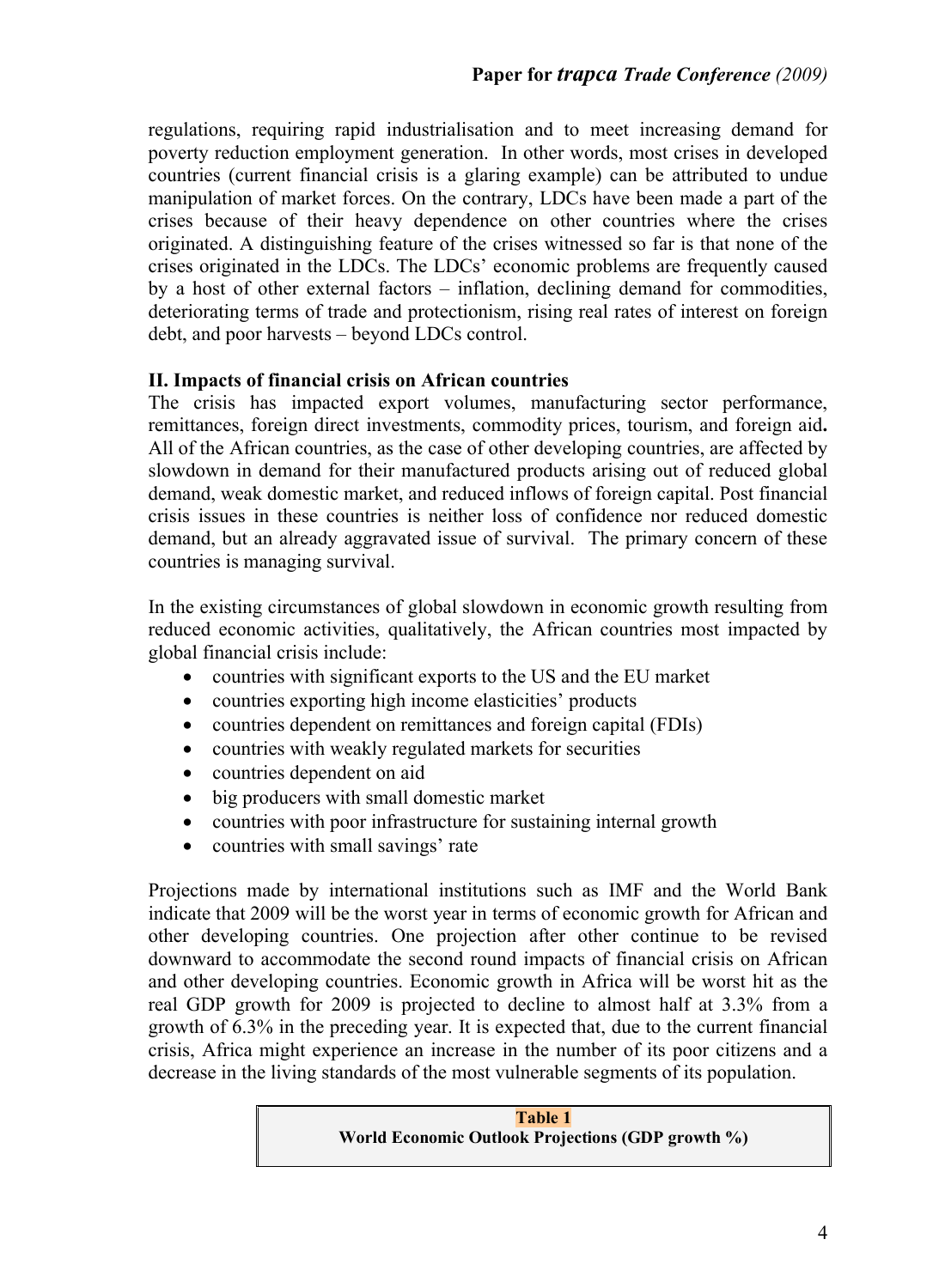regulations, requiring rapid industrialisation and to meet increasing demand for poverty reduction employment generation. In other words, most crises in developed countries (current financial crisis is a glaring example) can be attributed to undue manipulation of market forces. On the contrary, LDCs have been made a part of the crises because of their heavy dependence on other countries where the crises originated. A distinguishing feature of the crises witnessed so far is that none of the crises originated in the LDCs. The LDCs' economic problems are frequently caused by a host of other external factors – inflation, declining demand for commodities, deteriorating terms of trade and protectionism, rising real rates of interest on foreign debt, and poor harvests – beyond LDCs control.

## II. Impacts of financial crisis on African countries

The crisis has impacted export volumes, manufacturing sector performance, remittances, foreign direct investments, commodity prices, tourism, and foreign aid**.** All of the African countries, as the case of other developing countries, are affected by slowdown in demand for their manufactured products arising out of reduced global demand, weak domestic market, and reduced inflows of foreign capital. Post financial crisis issues in these countries is neither loss of confidence nor reduced domestic demand, but an already aggravated issue of survival. The primary concern of these countries is managing survival.

In the existing circumstances of global slowdown in economic growth resulting from reduced economic activities, qualitatively, the African countries most impacted by global financial crisis include:

- countries with significant exports to the US and the EU market
- countries exporting high income elasticities' products
- countries dependent on remittances and foreign capital (FDIs)
- countries with weakly regulated markets for securities
- countries dependent on aid
- big producers with small domestic market
- countries with poor infrastructure for sustaining internal growth
- countries with small savings' rate

Projections made by international institutions such as IMF and the World Bank indicate that 2009 will be the worst year in terms of economic growth for African and other developing countries. One projection after other continue to be revised downward to accommodate the second round impacts of financial crisis on African and other developing countries. Economic growth in Africa will be worst hit as the real GDP growth for 2009 is projected to decline to almost half at 3.3% from a growth of 6.3% in the preceding year. It is expected that, due to the current financial crisis, Africa might experience an increase in the number of its poor citizens and a decrease in the living standards of the most vulnerable segments of its population.

**Table 1**
**World Economic Outlook Projections (GDP growth %)**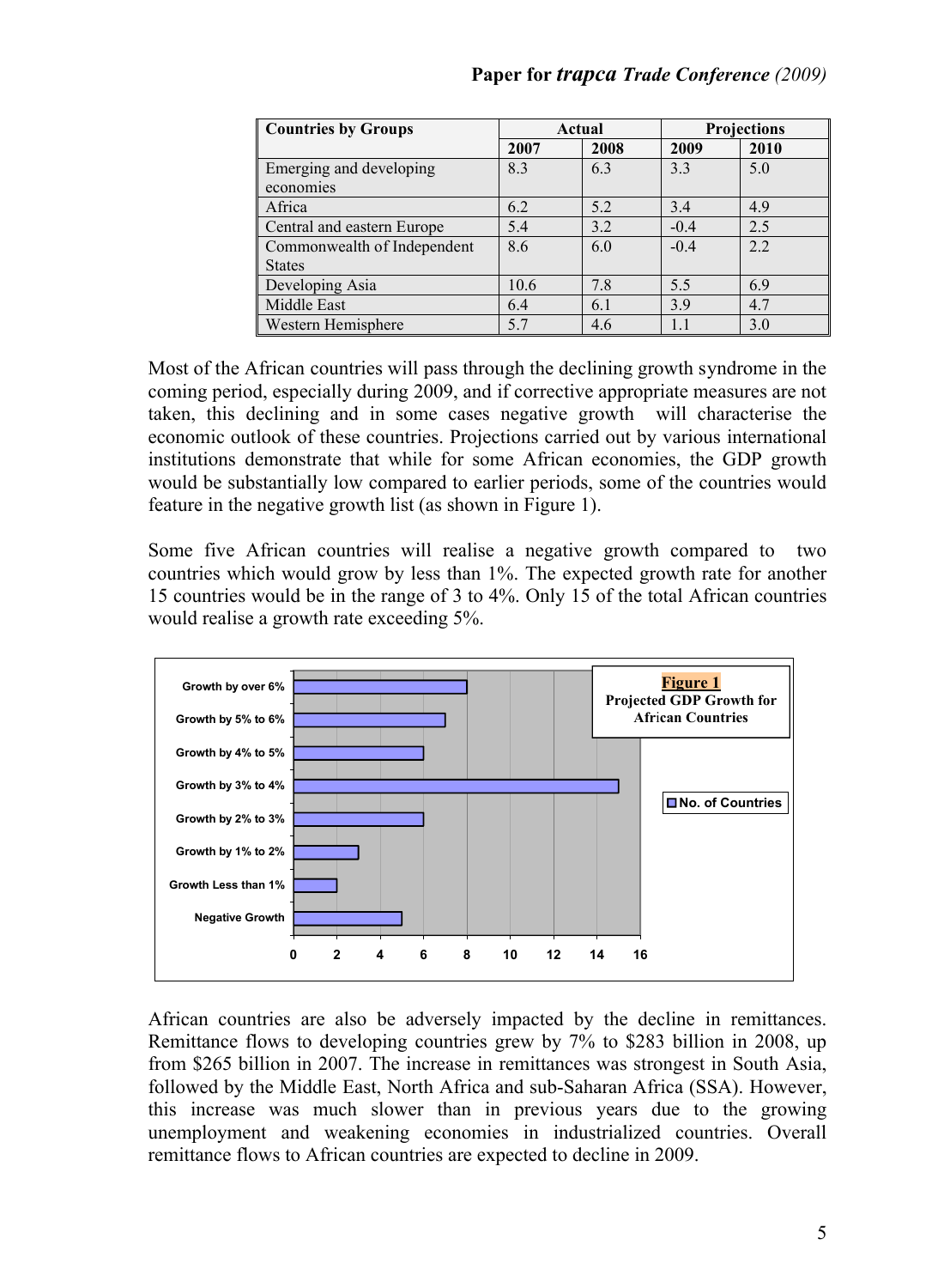| Countries by Groups | Actual | | Projections | |
|---|---|---|---|---|
| | 2007 | 2008 | 2009 | 2010 |
| Emerging and developing economies | 8.3 | 6.3 | 3.3 | 5.0 |
| Africa | 6.2 | 5.2 | 3.4 | 4.9 |
| Central and eastern Europe | 5.4 | 3.2 | -0.4 | 2.5 |
| Commonwealth of Independent States | 8.6 | 6.0 | -0.4 | 2.2 |
| Developing Asia | 10.6 | 7.8 | 5.5 | 6.9 |
| Middle East | 6.4 | 6.1 | 3.9 | 4.7 |
| Western Hemisphere | 5.7 | 4.6 | 1.1 | 3.0 |

Most of the African countries will pass through the declining growth syndrome in the coming period, especially during 2009, and if corrective appropriate measures are not taken, this declining and in some cases negative growth will characterise the economic outlook of these countries. Projections carried out by various international institutions demonstrate that while for some African economies, the GDP growth would be substantially low compared to earlier periods, some of the countries would feature in the negative growth list (as shown in Figure 1).

Some five African countries will realise a negative growth compared to two countries which would grow by less than 1%. The expected growth rate for another 15 countries would be in the range of 3 to 4%. Only 15 of the total African countries would realise a growth rate exceeding 5%.

**Figure 1**
**Projected GDP Growth for African Countries**

| Growth category | No. of Countries |
|---|---|
| Growth by over 6% | 8 |
| Growth by 5% to 6% | 7 |
| Growth by 4% to 5% | 6 |
| Growth by 3% to 4% | 15 |
| Growth by 2% to 3% | 6 |
| Growth by 1% to 2% | 3 |
| Growth Less than 1% | 2 |
| Negative Growth | 5 |

African countries are also be adversely impacted by the decline in remittances. Remittance flows to developing countries grew by 7% to $283 billion in 2008, up from $265 billion in 2007. The increase in remittances was strongest in South Asia, followed by the Middle East, North Africa and sub-Saharan Africa (SSA). However, this increase was much slower than in previous years due to the growing unemployment and weakening economies in industrialized countries. Overall remittance flows to African countries are expected to decline in 2009.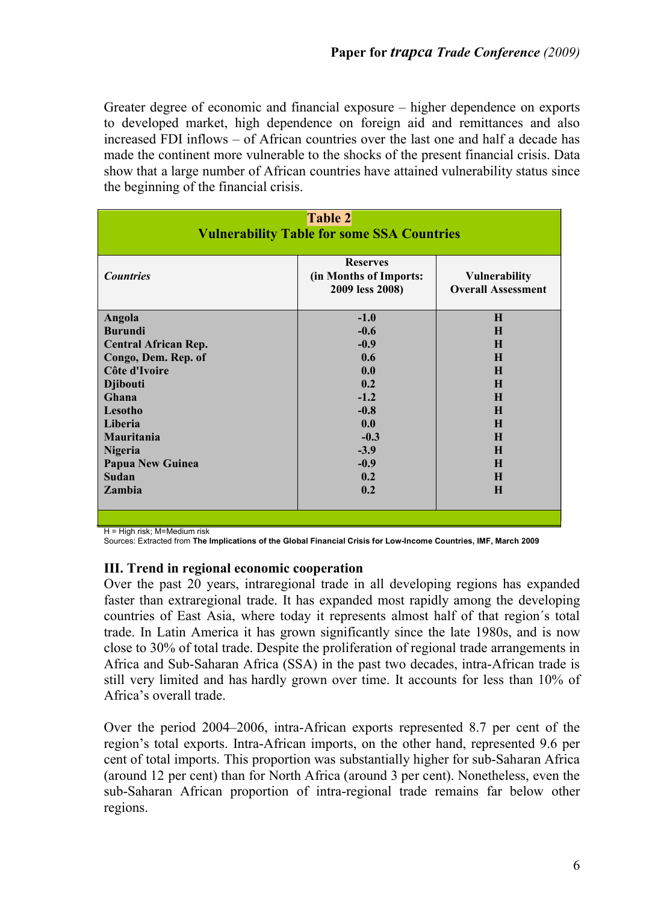Greater degree of economic and financial exposure – higher dependence on exports to developed market, high dependence on foreign aid and remittances and also increased FDI inflows – of African countries over the last one and half a decade has made the continent more vulnerable to the shocks of the present financial crisis. Data show that a large number of African countries have attained vulnerability status since the beginning of the financial crisis.

**Table 2**
**Vulnerability Table for some SSA Countries**

| *Countries* | Reserves (in Months of Imports: 2009 less 2008) | Vulnerability Overall Assessment |
|---|---|---|
| Angola | -1.0 | H |
| Burundi | -0.6 | H |
| Central African Rep. | -0.9 | H |
| Congo, Dem. Rep. of | 0.6 | H |
| Côte d'Ivoire | 0.0 | H |
| Djibouti | 0.2 | H |
| Ghana | -1.2 | H |
| Lesotho | -0.8 | H |
| Liberia | 0.0 | H |
| Mauritania | -0.3 | H |
| Nigeria | -3.9 | H |
| Papua New Guinea | -0.9 | H |
| Sudan | 0.2 | H |
| Zambia | 0.2 | H |

H = High risk; M=Medium risk
Sources: Extracted from **The Implications of the Global Financial Crisis for Low-Income Countries, IMF, March 2009**

### III. Trend in regional economic cooperation

Over the past 20 years, intraregional trade in all developing regions has expanded faster than extraregional trade. It has expanded most rapidly among the developing countries of East Asia, where today it represents almost half of that region´s total trade. In Latin America it has grown significantly since the late 1980s, and is now close to 30% of total trade. Despite the proliferation of regional trade arrangements in Africa and Sub-Saharan Africa (SSA) in the past two decades, intra-African trade is still very limited and has hardly grown over time. It accounts for less than 10% of Africa's overall trade.

Over the period 2004–2006, intra-African exports represented 8.7 per cent of the region's total exports. Intra-African imports, on the other hand, represented 9.6 per cent of total imports. This proportion was substantially higher for sub-Saharan Africa (around 12 per cent) than for North Africa (around 3 per cent). Nonetheless, even the sub-Saharan African proportion of intra-regional trade remains far below other regions.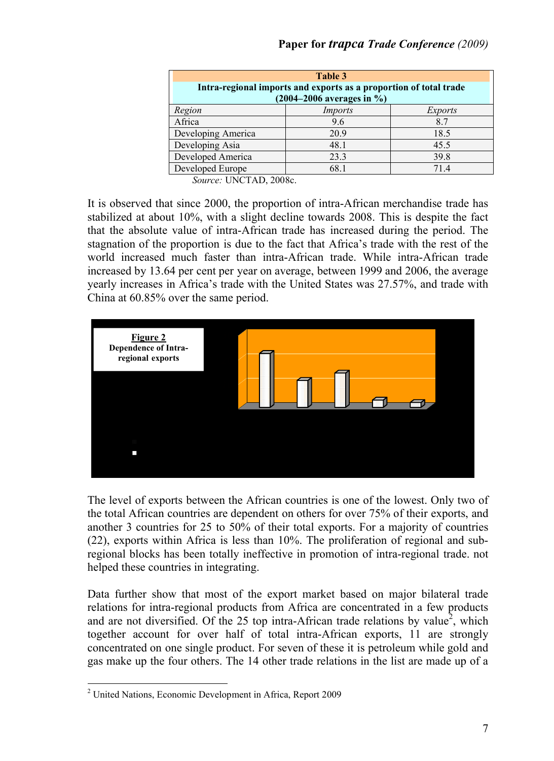| Table 3 | | |
|---|---|---|
| **Intra-regional imports and exports as a proportion of total trade (2004–2006 averages in %)** | | |
| *Region* | *Imports* | *Exports* |
| Africa | 9.6 | 8.7 |
| Developing America | 20.9 | 18.5 |
| Developing Asia | 48.1 | 45.5 |
| Developed America | 23.3 | 39.8 |
| Developed Europe | 68.1 | 71.4 |

*Source:* UNCTAD, 2008c.

It is observed that since 2000, the proportion of intra-African merchandise trade has stabilized at about 10%, with a slight decline towards 2008. This is despite the fact that the absolute value of intra-African trade has increased during the period. The stagnation of the proportion is due to the fact that Africa's trade with the rest of the world increased much faster than intra-African trade. While intra-African trade increased by 13.64 per cent per year on average, between 1999 and 2006, the average yearly increases in Africa's trade with the United States was 27.57%, and trade with China at 60.85% over the same period.

**Figure 2**
**Dependence of Intra-regional exports**

The level of exports between the African countries is one of the lowest. Only two of the total African countries are dependent on others for over 75% of their exports, and another 3 countries for 25 to 50% of their total exports. For a majority of countries (22), exports within Africa is less than 10%. The proliferation of regional and sub-regional blocks has been totally ineffective in promotion of intra-regional trade. not helped these countries in integrating.

Data further show that most of the export market based on major bilateral trade relations for intra-regional products from Africa are concentrated in a few products and are not diversified. Of the 25 top intra-African trade relations by value[2], which together account for over half of total intra-African exports, 11 are strongly concentrated on one single product. For seven of these it is petroleum while gold and gas make up the four others. The 14 other trade relations in the list are made up of a

[2] United Nations, Economic Development in Africa, Report 2009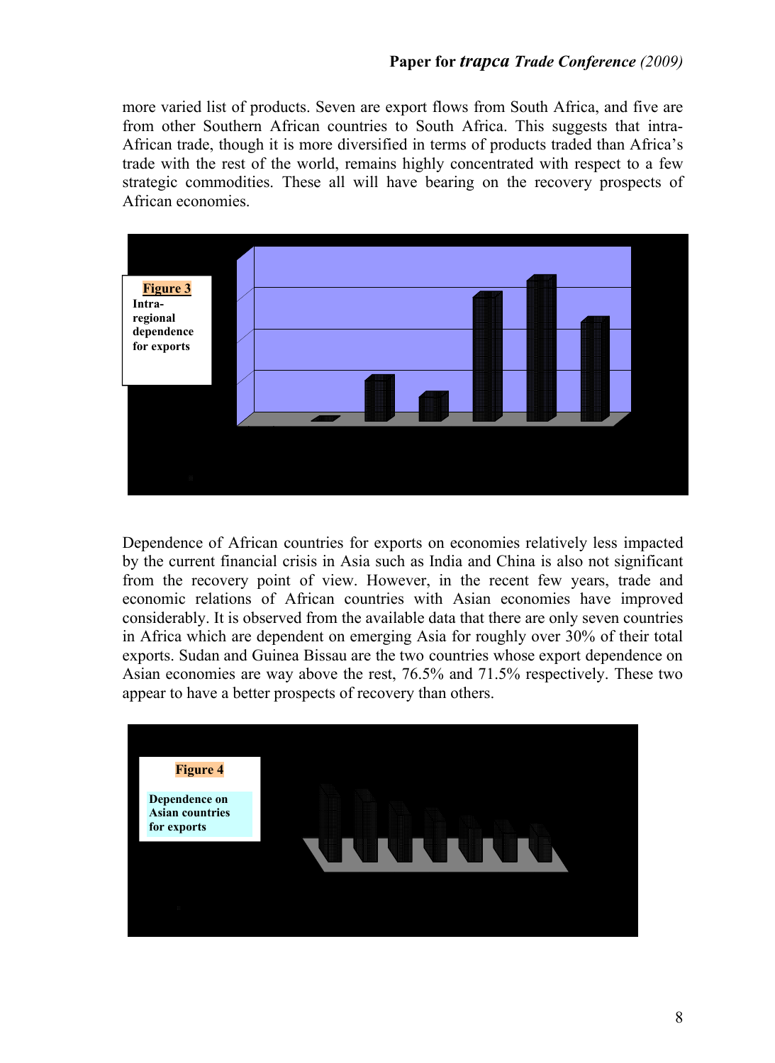more varied list of products. Seven are export flows from South Africa, and five are from other Southern African countries to South Africa. This suggests that intra-African trade, though it is more diversified in terms of products traded than Africa's trade with the rest of the world, remains highly concentrated with respect to a few strategic commodities. These all will have bearing on the recovery prospects of African economies.

**Figure 3**
**Intra-regional dependence for exports**

Dependence of African countries for exports on economies relatively less impacted by the current financial crisis in Asia such as India and China is also not significant from the recovery point of view. However, in the recent few years, trade and economic relations of African countries with Asian economies have improved considerably. It is observed from the available data that there are only seven countries in Africa which are dependent on emerging Asia for roughly over 30% of their total exports. Sudan and Guinea Bissau are the two countries whose export dependence on Asian economies are way above the rest, 76.5% and 71.5% respectively. These two appear to have a better prospects of recovery than others.

**Figure 4**

**Dependence on Asian countries for exports**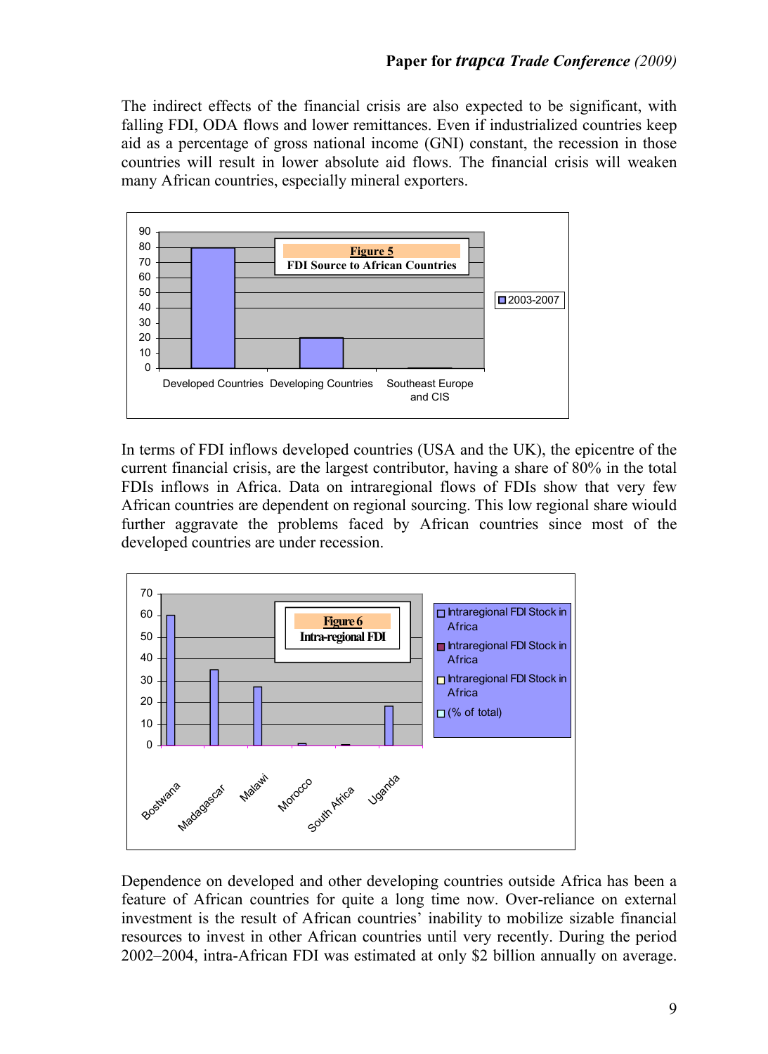The indirect effects of the financial crisis are also expected to be significant, with falling FDI, ODA flows and lower remittances. Even if industrialized countries keep aid as a percentage of gross national income (GNI) constant, the recession in those countries will result in lower absolute aid flows. The financial crisis will weaken many African countries, especially mineral exporters.

**Figure 5**
**FDI Source to African Countries**

In terms of FDI inflows developed countries (USA and the UK), the epicentre of the current financial crisis, are the largest contributor, having a share of 80% in the total FDIs inflows in Africa. Data on intraregional flows of FDIs show that very few African countries are dependent on regional sourcing. This low regional share wiould further aggravate the problems faced by African countries since most of the developed countries are under recession.

**Figure 6**
**Intra-regional FDI**

Dependence on developed and other developing countries outside Africa has been a feature of African countries for quite a long time now. Over-reliance on external investment is the result of African countries' inability to mobilize sizable financial resources to invest in other African countries until very recently. During the period 2002–2004, intra-African FDI was estimated at only $2 billion annually on average.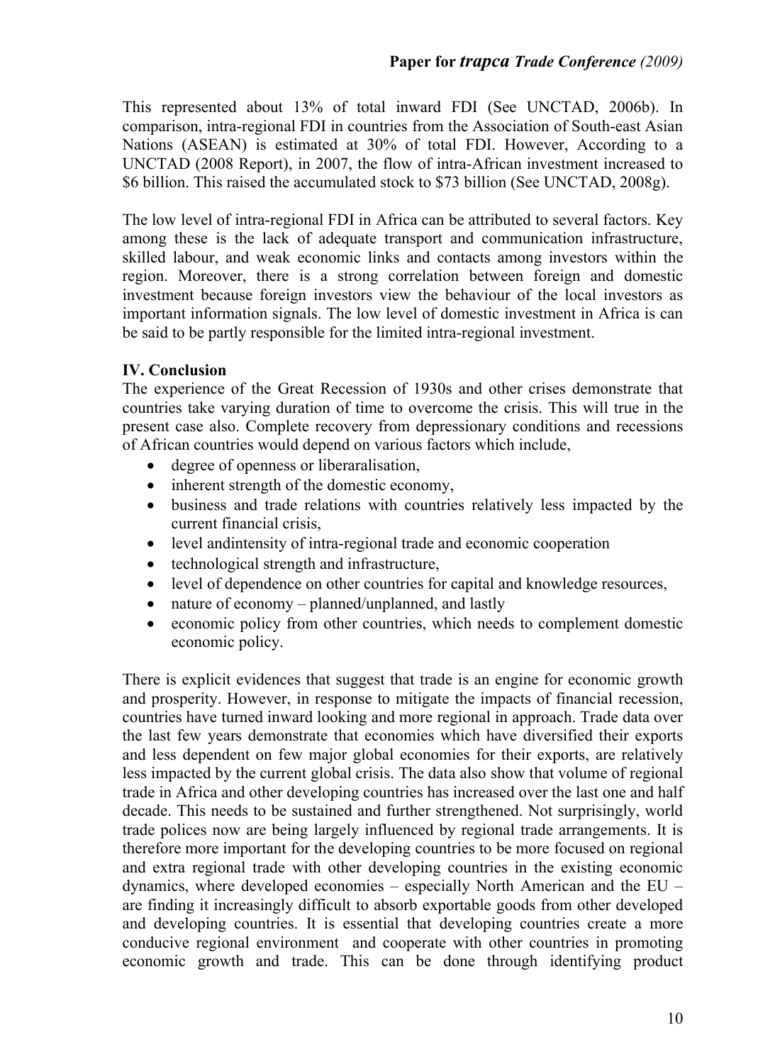This represented about 13% of total inward FDI (See UNCTAD, 2006b). In comparison, intra-regional FDI in countries from the Association of South-east Asian Nations (ASEAN) is estimated at 30% of total FDI. However, According to a UNCTAD (2008 Report), in 2007, the flow of intra-African investment increased to \$6 billion. This raised the accumulated stock to \$73 billion (See UNCTAD, 2008g).

The low level of intra-regional FDI in Africa can be attributed to several factors. Key among these is the lack of adequate transport and communication infrastructure, skilled labour, and weak economic links and contacts among investors within the region. Moreover, there is a strong correlation between foreign and domestic investment because foreign investors view the behaviour of the local investors as important information signals. The low level of domestic investment in Africa is can be said to be partly responsible for the limited intra-regional investment.

## IV. Conclusion

The experience of the Great Recession of 1930s and other crises demonstrate that countries take varying duration of time to overcome the crisis. This will true in the present case also. Complete recovery from depressionary conditions and recessions of African countries would depend on various factors which include,

- degree of openness or liberaralisation,
- inherent strength of the domestic economy,
- business and trade relations with countries relatively less impacted by the current financial crisis,
- level andintensity of intra-regional trade and economic cooperation
- technological strength and infrastructure,
- level of dependence on other countries for capital and knowledge resources,
- nature of economy – planned/unplanned, and lastly
- economic policy from other countries, which needs to complement domestic economic policy.

There is explicit evidences that suggest that trade is an engine for economic growth and prosperity. However, in response to mitigate the impacts of financial recession, countries have turned inward looking and more regional in approach. Trade data over the last few years demonstrate that economies which have diversified their exports and less dependent on few major global economies for their exports, are relatively less impacted by the current global crisis. The data also show that volume of regional trade in Africa and other developing countries has increased over the last one and half decade. This needs to be sustained and further strengthened. Not surprisingly, world trade polices now are being largely influenced by regional trade arrangements. It is therefore more important for the developing countries to be more focused on regional and extra regional trade with other developing countries in the existing economic dynamics, where developed economies – especially North American and the EU – are finding it increasingly difficult to absorb exportable goods from other developed and developing countries. It is essential that developing countries create a more conducive regional environment and cooperate with other countries in promoting economic growth and trade. This can be done through identifying product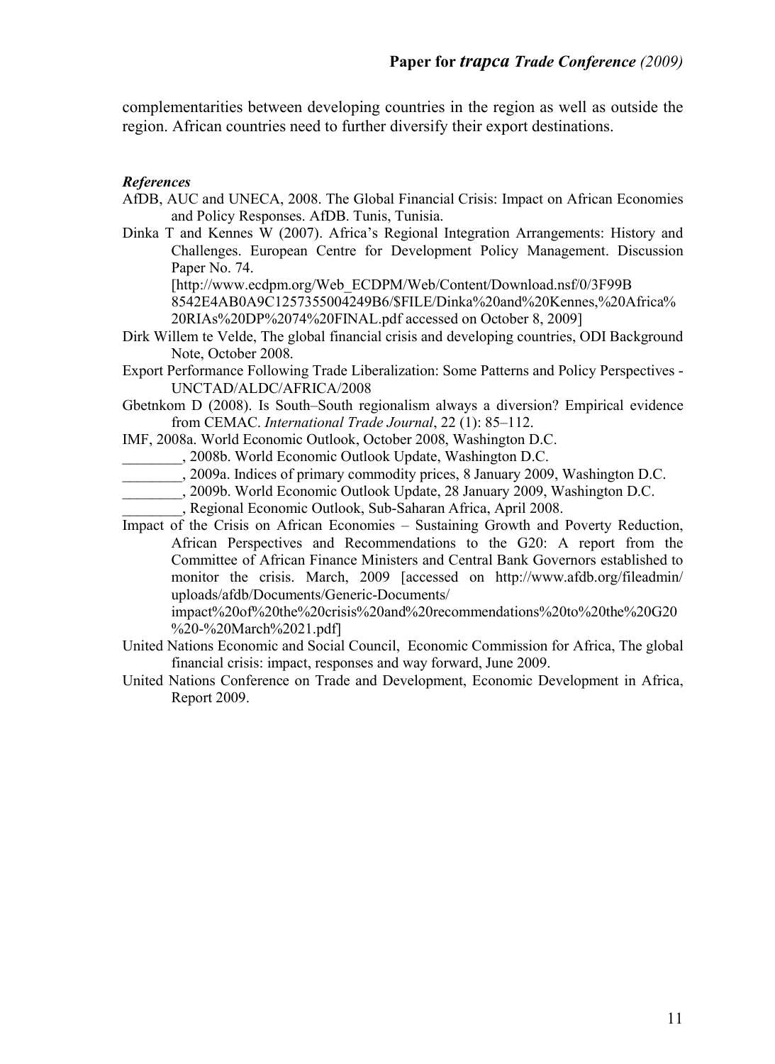complementarities between developing countries in the region as well as outside the region. African countries need to further diversify their export destinations.

***References***

AfDB, AUC and UNECA, 2008. The Global Financial Crisis: Impact on African Economies and Policy Responses. AfDB. Tunis, Tunisia.

Dinka T and Kennes W (2007). Africa's Regional Integration Arrangements: History and Challenges. European Centre for Development Policy Management. Discussion Paper No. 74. [http://www.ecdpm.org/Web_ECDPM/Web/Content/Download.nsf/0/3F99B8542E4AB0A9C1257355004249B6/$FILE/Dinka%20and%20Kennes,%20Africa%20RIAs%20DP%2074%20FINAL.pdf accessed on October 8, 2009]

Dirk Willem te Velde, The global financial crisis and developing countries, ODI Background Note, October 2008.

Export Performance Following Trade Liberalization: Some Patterns and Policy Perspectives - UNCTAD/ALDC/AFRICA/2008

Gbetnkom D (2008). Is South–South regionalism always a diversion? Empirical evidence from CEMAC. *International Trade Journal*, 22 (1): 85–112.

IMF, 2008a. World Economic Outlook, October 2008, Washington D.C.

________, 2008b. World Economic Outlook Update, Washington D.C.

________, 2009a. Indices of primary commodity prices, 8 January 2009, Washington D.C.

________, 2009b. World Economic Outlook Update, 28 January 2009, Washington D.C.

________, Regional Economic Outlook, Sub-Saharan Africa, April 2008.

Impact of the Crisis on African Economies – Sustaining Growth and Poverty Reduction, African Perspectives and Recommendations to the G20: A report from the Committee of African Finance Ministers and Central Bank Governors established to monitor the crisis. March, 2009 [accessed on http://www.afdb.org/fileadmin/uploads/afdb/Documents/Generic-Documents/impact%20of%20the%20crisis%20and%20recommendations%20to%20the%20G20%20-%20March%2021.pdf]

United Nations Economic and Social Council, Economic Commission for Africa, The global financial crisis: impact, responses and way forward, June 2009.

United Nations Conference on Trade and Development, Economic Development in Africa, Report 2009.